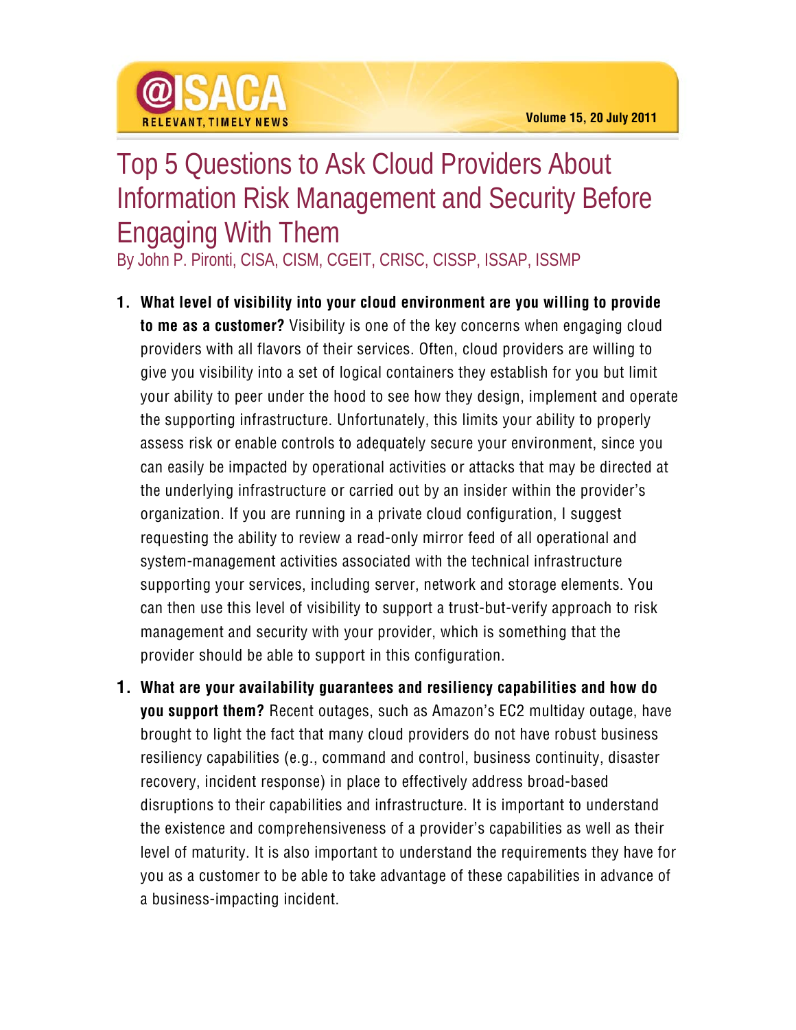# Top 5 Questions to Ask Cloud Providers About Information Risk Management and Security Before Engaging With Them

By John P. Pironti, CISA, CISM, CGEIT, CRISC, CISSP, ISSAP, ISSMP

1. **What level of visibility into your cloud environment are you willing to provide to me as a customer?** Visibility is one of the key concerns when engaging cloud providers with all flavors of their services. Often, cloud providers are willing to give you visibility into a set of logical containers they establish for you but limit your ability to peer under the hood to see how they design, implement and operate the supporting infrastructure. Unfortunately, this limits your ability to properly assess risk or enable controls to adequately secure your environment, since you can easily be impacted by operational activities or attacks that may be directed at the underlying infrastructure or carried out by an insider within the provider's organization. If you are running in a private cloud configuration, I suggest requesting the ability to review a read-only mirror feed of all operational and system-management activities associated with the technical infrastructure supporting your services, including server, network and storage elements. You can then use this level of visibility to support a trust-but-verify approach to risk management and security with your provider, which is something that the provider should be able to support in this configuration.

1. **What are your availability guarantees and resiliency capabilities and how do you support them?** Recent outages, such as Amazon's EC2 multiday outage, have brought to light the fact that many cloud providers do not have robust business resiliency capabilities (e.g., command and control, business continuity, disaster recovery, incident response) in place to effectively address broad-based disruptions to their capabilities and infrastructure. It is important to understand the existence and comprehensiveness of a provider's capabilities as well as their level of maturity. It is also important to understand the requirements they have for you as a customer to be able to take advantage of these capabilities in advance of a business-impacting incident.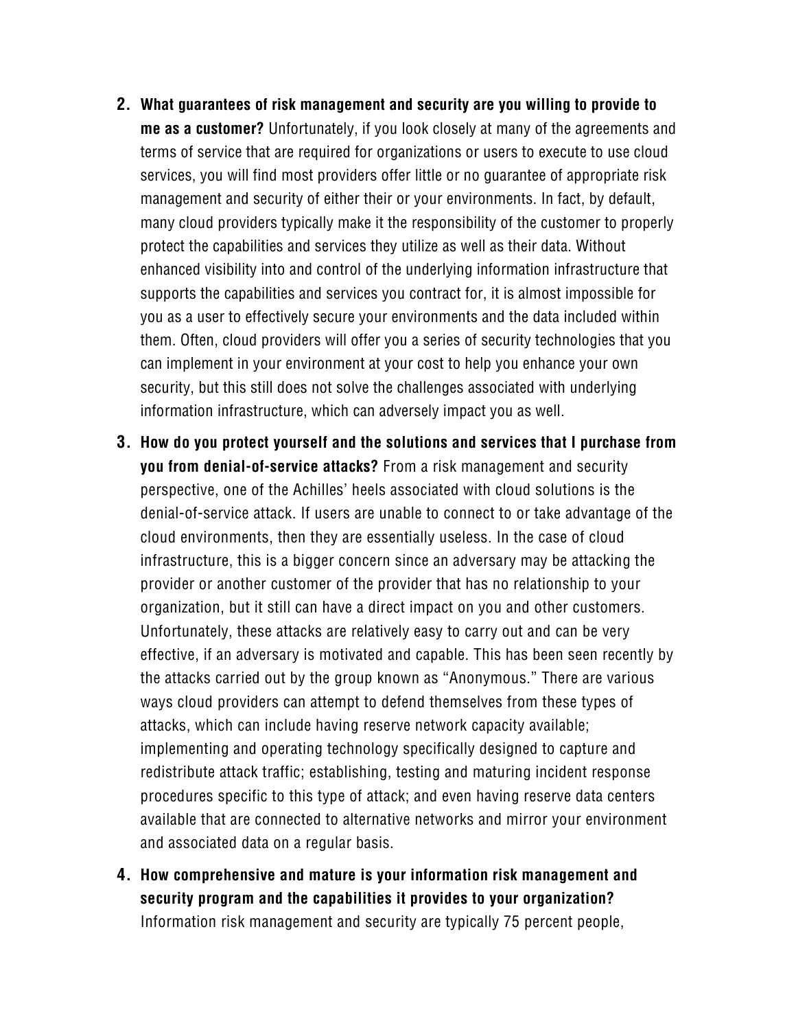2. **What guarantees of risk management and security are you willing to provide to me as a customer?** Unfortunately, if you look closely at many of the agreements and terms of service that are required for organizations or users to execute to use cloud services, you will find most providers offer little or no guarantee of appropriate risk management and security of either their or your environments. In fact, by default, many cloud providers typically make it the responsibility of the customer to properly protect the capabilities and services they utilize as well as their data. Without enhanced visibility into and control of the underlying information infrastructure that supports the capabilities and services you contract for, it is almost impossible for you as a user to effectively secure your environments and the data included within them. Often, cloud providers will offer you a series of security technologies that you can implement in your environment at your cost to help you enhance your own security, but this still does not solve the challenges associated with underlying information infrastructure, which can adversely impact you as well.

3. **How do you protect yourself and the solutions and services that I purchase from you from denial-of-service attacks?** From a risk management and security perspective, one of the Achilles' heels associated with cloud solutions is the denial-of-service attack. If users are unable to connect to or take advantage of the cloud environments, then they are essentially useless. In the case of cloud infrastructure, this is a bigger concern since an adversary may be attacking the provider or another customer of the provider that has no relationship to your organization, but it still can have a direct impact on you and other customers. Unfortunately, these attacks are relatively easy to carry out and can be very effective, if an adversary is motivated and capable. This has been seen recently by the attacks carried out by the group known as "Anonymous." There are various ways cloud providers can attempt to defend themselves from these types of attacks, which can include having reserve network capacity available; implementing and operating technology specifically designed to capture and redistribute attack traffic; establishing, testing and maturing incident response procedures specific to this type of attack; and even having reserve data centers available that are connected to alternative networks and mirror your environment and associated data on a regular basis.

4. **How comprehensive and mature is your information risk management and security program and the capabilities it provides to your organization?** Information risk management and security are typically 75 percent people,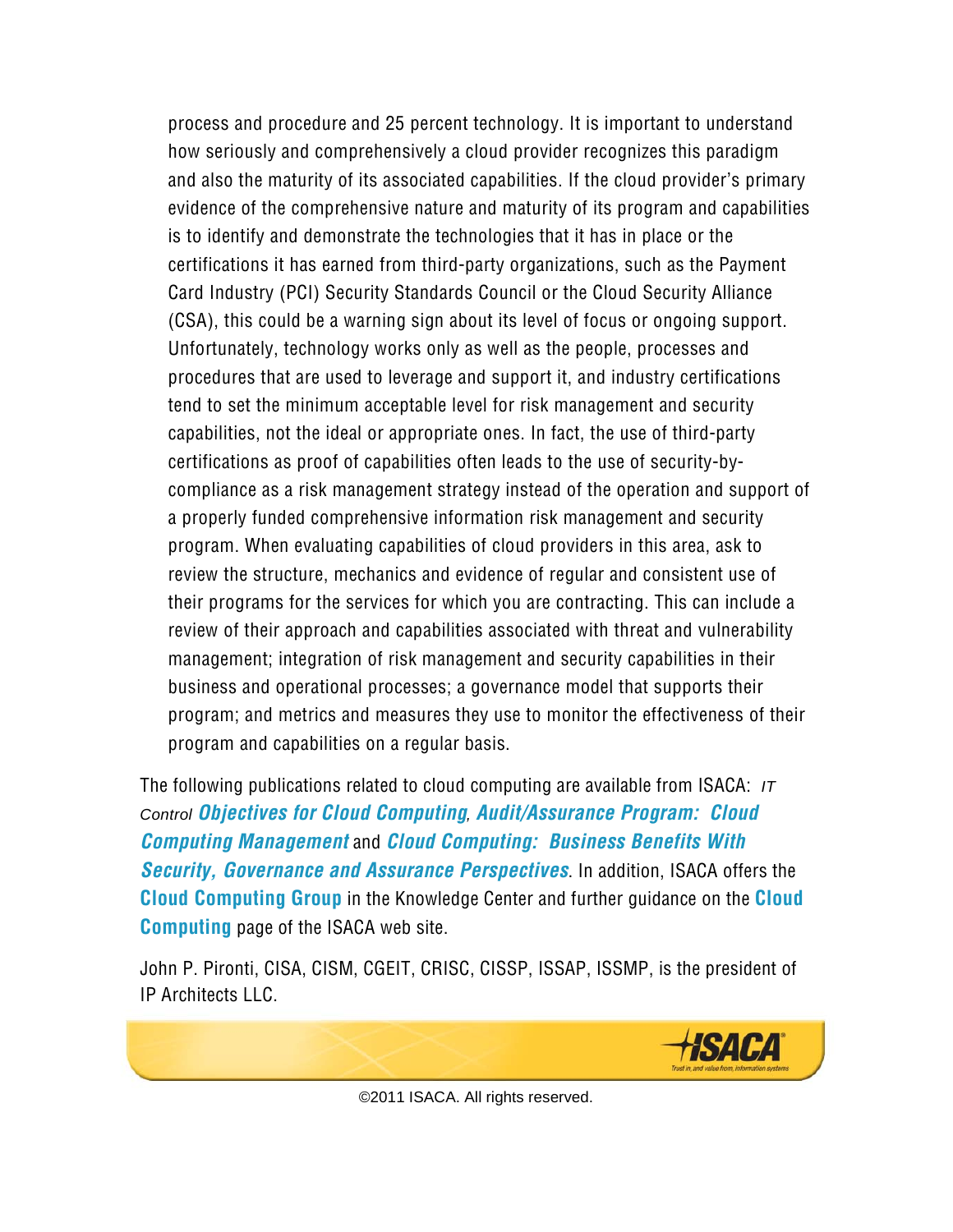process and procedure and 25 percent technology. It is important to understand how seriously and comprehensively a cloud provider recognizes this paradigm and also the maturity of its associated capabilities. If the cloud provider's primary evidence of the comprehensive nature and maturity of its program and capabilities is to identify and demonstrate the technologies that it has in place or the certifications it has earned from third-party organizations, such as the Payment Card Industry (PCI) Security Standards Council or the Cloud Security Alliance (CSA), this could be a warning sign about its level of focus or ongoing support. Unfortunately, technology works only as well as the people, processes and procedures that are used to leverage and support it, and industry certifications tend to set the minimum acceptable level for risk management and security capabilities, not the ideal or appropriate ones. In fact, the use of third-party certifications as proof of capabilities often leads to the use of security-by-compliance as a risk management strategy instead of the operation and support of a properly funded comprehensive information risk management and security program. When evaluating capabilities of cloud providers in this area, ask to review the structure, mechanics and evidence of regular and consistent use of their programs for the services for which you are contracting. This can include a review of their approach and capabilities associated with threat and vulnerability management; integration of risk management and security capabilities in their business and operational processes; a governance model that supports their program; and metrics and measures they use to monitor the effectiveness of their program and capabilities on a regular basis.

The following publications related to cloud computing are available from ISACA: *IT Control* ***Objectives for Cloud Computing***, ***Audit/Assurance Program: Cloud Computing Management*** and ***Cloud Computing: Business Benefits With Security, Governance and Assurance Perspectives***. In addition, ISACA offers the **Cloud Computing Group** in the Knowledge Center and further guidance on the **Cloud Computing** page of the ISACA web site.

John P. Pironti, CISA, CISM, CGEIT, CRISC, CISSP, ISSAP, ISSMP, is the president of IP Architects LLC.

©2011 ISACA. All rights reserved.